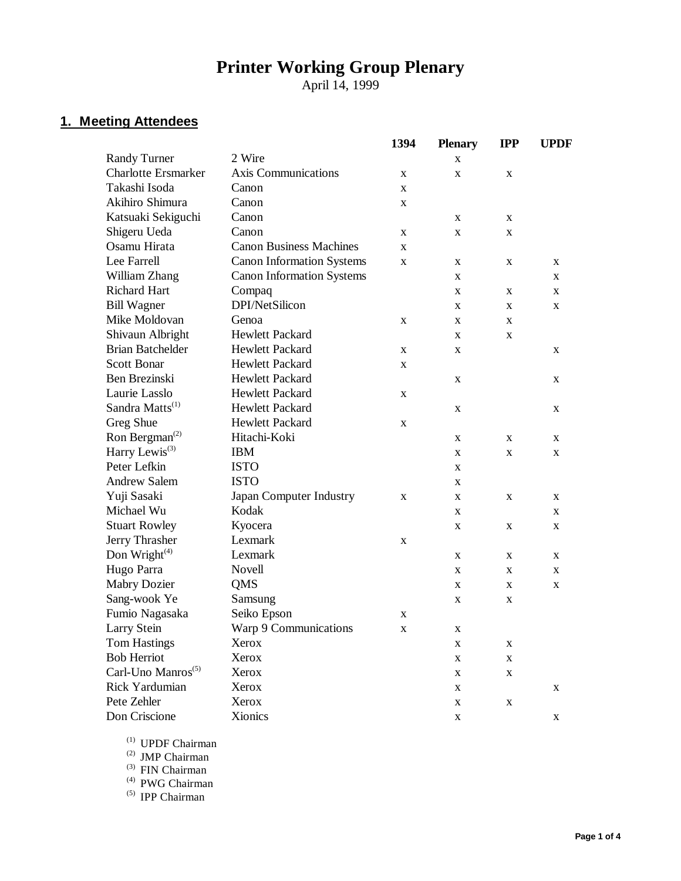# Printer Working Group Plenary

April 14, 1999

## 1. Meeting Attendees

| | | 1394 | Plenary | IPP | UPDF |
|---|---|---|---|---|---|
| Randy Turner | 2 Wire | | x | | |
| Charlotte Ersmarker | Axis Communications | x | x | x | |
| Takashi Isoda | Canon | x | | | |
| Akihiro Shimura | Canon | x | | | |
| Katsuaki Sekiguchi | Canon | | x | x | |
| Shigeru Ueda | Canon | x | x | x | |
| Osamu Hirata | Canon Business Machines | x | | | |
| Lee Farrell | Canon Information Systems | x | x | x | x |
| William Zhang | Canon Information Systems | | x | | x |
| Richard Hart | Compaq | | x | x | x |
| Bill Wagner | DPI/NetSilicon | | x | x | x |
| Mike Moldovan | Genoa | x | x | x | |
| Shivaun Albright | Hewlett Packard | | x | x | |
| Brian Batchelder | Hewlett Packard | x | x | | x |
| Scott Bonar | Hewlett Packard | x | | | |
| Ben Brezinski | Hewlett Packard | | x | | x |
| Laurie Lasslo | Hewlett Packard | x | | | |
| Sandra Matts(1) | Hewlett Packard | | x | | x |
| Greg Shue | Hewlett Packard | x | | | |
| Ron Bergman(2) | Hitachi-Koki | | x | x | x |
| Harry Lewis(3) | IBM | | x | x | x |
| Peter Lefkin | ISTO | | x | | |
| Andrew Salem | ISTO | | x | | |
| Yuji Sasaki | Japan Computer Industry | x | x | x | x |
| Michael Wu | Kodak | | x | | x |
| Stuart Rowley | Kyocera | | x | x | x |
| Jerry Thrasher | Lexmark | x | | | |
| Don Wright(4) | Lexmark | | x | x | x |
| Hugo Parra | Novell | | x | x | x |
| Mabry Dozier | QMS | | x | x | x |
| Sang-wook Ye | Samsung | | x | x | |
| Fumio Nagasaka | Seiko Epson | x | | | |
| Larry Stein | Warp 9 Communications | x | x | | |
| Tom Hastings | Xerox | | x | x | |
| Bob Herriot | Xerox | | x | x | |
| Carl-Uno Manros(5) | Xerox | | x | x | |
| Rick Yardumian | Xerox | | x | | x |
| Pete Zehler | Xerox | | x | x | |
| Don Criscione | Xionics | | x | | x |

(1) UPDF Chairman
(2) JMP Chairman
(3) FIN Chairman
(4) PWG Chairman
(5) IPP Chairman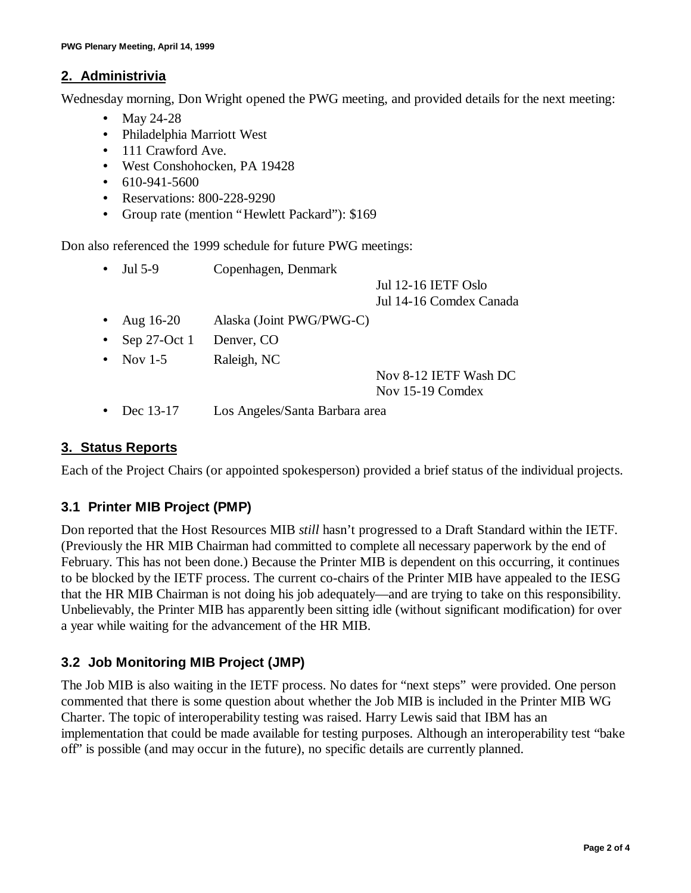## 2. Administrivia

Wednesday morning, Don Wright opened the PWG meeting, and provided details for the next meeting:

- May 24-28
- Philadelphia Marriott West
- 111 Crawford Ave.
- West Conshohocken, PA 19428
- 610-941-5600
- Reservations: 800-228-9290
- Group rate (mention "Hewlett Packard"): $169

Don also referenced the 1999 schedule for future PWG meetings:

| | | |
|---|---|---|
| Jul 5-9 | Copenhagen, Denmark | |
| | | Jul 12-16 IETF Oslo |
| | | Jul 14-16 Comdex Canada |
| Aug 16-20 | Alaska (Joint PWG/PWG-C) | |
| Sep 27-Oct 1 | Denver, CO | |
| Nov 1-5 | Raleigh, NC | |
| | | Nov 8-12 IETF Wash DC |
| | | Nov 15-19 Comdex |
| Dec 13-17 | Los Angeles/Santa Barbara area | |

## 3. Status Reports

Each of the Project Chairs (or appointed spokesperson) provided a brief status of the individual projects.

### 3.1 Printer MIB Project (PMP)

Don reported that the Host Resources MIB *still* hasn't progressed to a Draft Standard within the IETF. (Previously the HR MIB Chairman had committed to complete all necessary paperwork by the end of February. This has not been done.) Because the Printer MIB is dependent on this occurring, it continues to be blocked by the IETF process. The current co-chairs of the Printer MIB have appealed to the IESG that the HR MIB Chairman is not doing his job adequately—and are trying to take on this responsibility. Unbelievably, the Printer MIB has apparently been sitting idle (without significant modification) for over a year while waiting for the advancement of the HR MIB.

### 3.2 Job Monitoring MIB Project (JMP)

The Job MIB is also waiting in the IETF process. No dates for "next steps" were provided. One person commented that there is some question about whether the Job MIB is included in the Printer MIB WG Charter. The topic of interoperability testing was raised. Harry Lewis said that IBM has an implementation that could be made available for testing purposes. Although an interoperability test "bake off" is possible (and may occur in the future), no specific details are currently planned.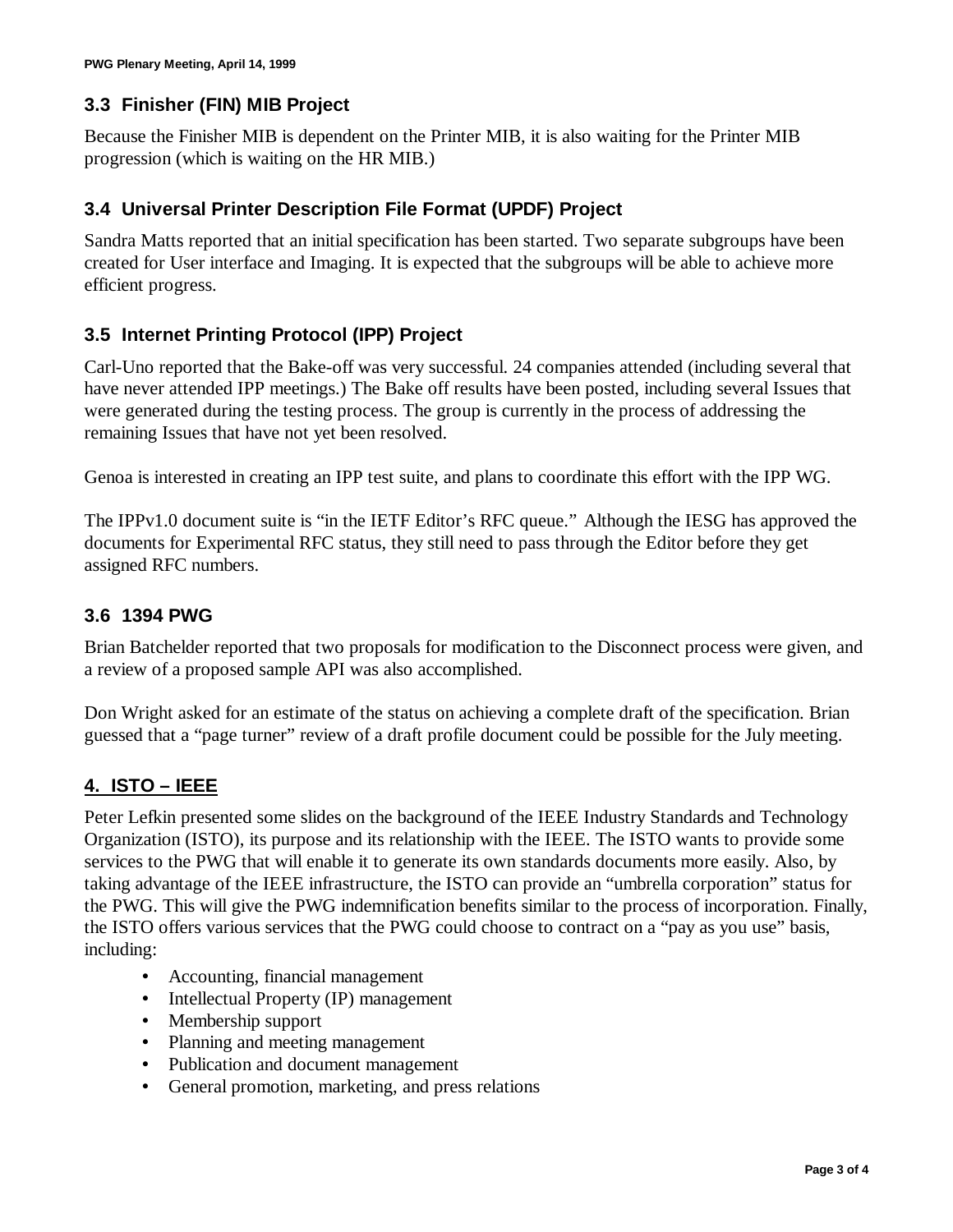### 3.3 Finisher (FIN) MIB Project

Because the Finisher MIB is dependent on the Printer MIB, it is also waiting for the Printer MIB progression (which is waiting on the HR MIB.)

### 3.4 Universal Printer Description File Format (UPDF) Project

Sandra Matts reported that an initial specification has been started. Two separate subgroups have been created for User interface and Imaging. It is expected that the subgroups will be able to achieve more efficient progress.

### 3.5 Internet Printing Protocol (IPP) Project

Carl-Uno reported that the Bake-off was very successful. 24 companies attended (including several that have never attended IPP meetings.) The Bake off results have been posted, including several Issues that were generated during the testing process. The group is currently in the process of addressing the remaining Issues that have not yet been resolved.

Genoa is interested in creating an IPP test suite, and plans to coordinate this effort with the IPP WG.

The IPPv1.0 document suite is "in the IETF Editor's RFC queue." Although the IESG has approved the documents for Experimental RFC status, they still need to pass through the Editor before they get assigned RFC numbers.

### 3.6 1394 PWG

Brian Batchelder reported that two proposals for modification to the Disconnect process were given, and a review of a proposed sample API was also accomplished.

Don Wright asked for an estimate of the status on achieving a complete draft of the specification. Brian guessed that a "page turner" review of a draft profile document could be possible for the July meeting.

## 4. ISTO – IEEE

Peter Lefkin presented some slides on the background of the IEEE Industry Standards and Technology Organization (ISTO), its purpose and its relationship with the IEEE. The ISTO wants to provide some services to the PWG that will enable it to generate its own standards documents more easily. Also, by taking advantage of the IEEE infrastructure, the ISTO can provide an "umbrella corporation" status for the PWG. This will give the PWG indemnification benefits similar to the process of incorporation. Finally, the ISTO offers various services that the PWG could choose to contract on a "pay as you use" basis, including:

- Accounting, financial management
- Intellectual Property (IP) management
- Membership support
- Planning and meeting management
- Publication and document management
- General promotion, marketing, and press relations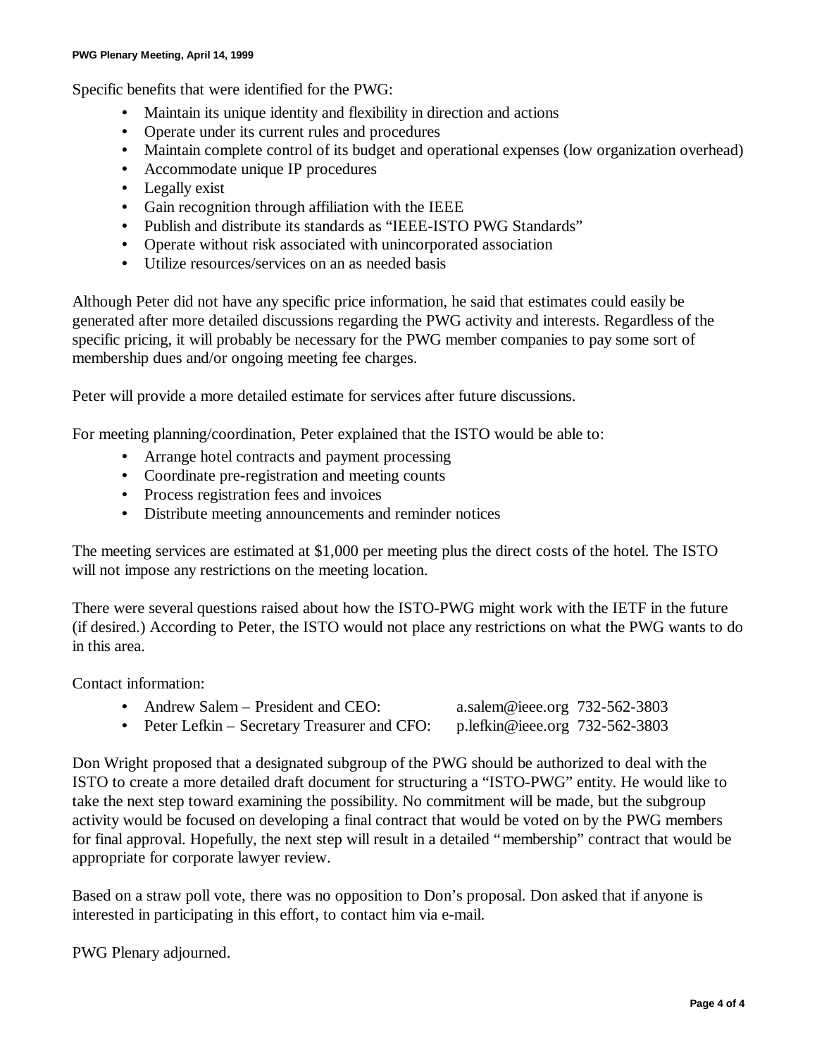Specific benefits that were identified for the PWG:

- Maintain its unique identity and flexibility in direction and actions
- Operate under its current rules and procedures
- Maintain complete control of its budget and operational expenses (low organization overhead)
- Accommodate unique IP procedures
- Legally exist
- Gain recognition through affiliation with the IEEE
- Publish and distribute its standards as "IEEE-ISTO PWG Standards"
- Operate without risk associated with unincorporated association
- Utilize resources/services on an as needed basis

Although Peter did not have any specific price information, he said that estimates could easily be generated after more detailed discussions regarding the PWG activity and interests. Regardless of the specific pricing, it will probably be necessary for the PWG member companies to pay some sort of membership dues and/or ongoing meeting fee charges.

Peter will provide a more detailed estimate for services after future discussions.

For meeting planning/coordination, Peter explained that the ISTO would be able to:

- Arrange hotel contracts and payment processing
- Coordinate pre-registration and meeting counts
- Process registration fees and invoices
- Distribute meeting announcements and reminder notices

The meeting services are estimated at $1,000 per meeting plus the direct costs of the hotel. The ISTO will not impose any restrictions on the meeting location.

There were several questions raised about how the ISTO-PWG might work with the IETF in the future (if desired.) According to Peter, the ISTO would not place any restrictions on what the PWG wants to do in this area.

Contact information:

- Andrew Salem – President and CEO: a.salem@ieee.org 732-562-3803
- Peter Lefkin – Secretary Treasurer and CFO: p.lefkin@ieee.org 732-562-3803

Don Wright proposed that a designated subgroup of the PWG should be authorized to deal with the ISTO to create a more detailed draft document for structuring a "ISTO-PWG" entity. He would like to take the next step toward examining the possibility. No commitment will be made, but the subgroup activity would be focused on developing a final contract that would be voted on by the PWG members for final approval. Hopefully, the next step will result in a detailed "membership" contract that would be appropriate for corporate lawyer review.

Based on a straw poll vote, there was no opposition to Don's proposal. Don asked that if anyone is interested in participating in this effort, to contact him via e-mail.

PWG Plenary adjourned.